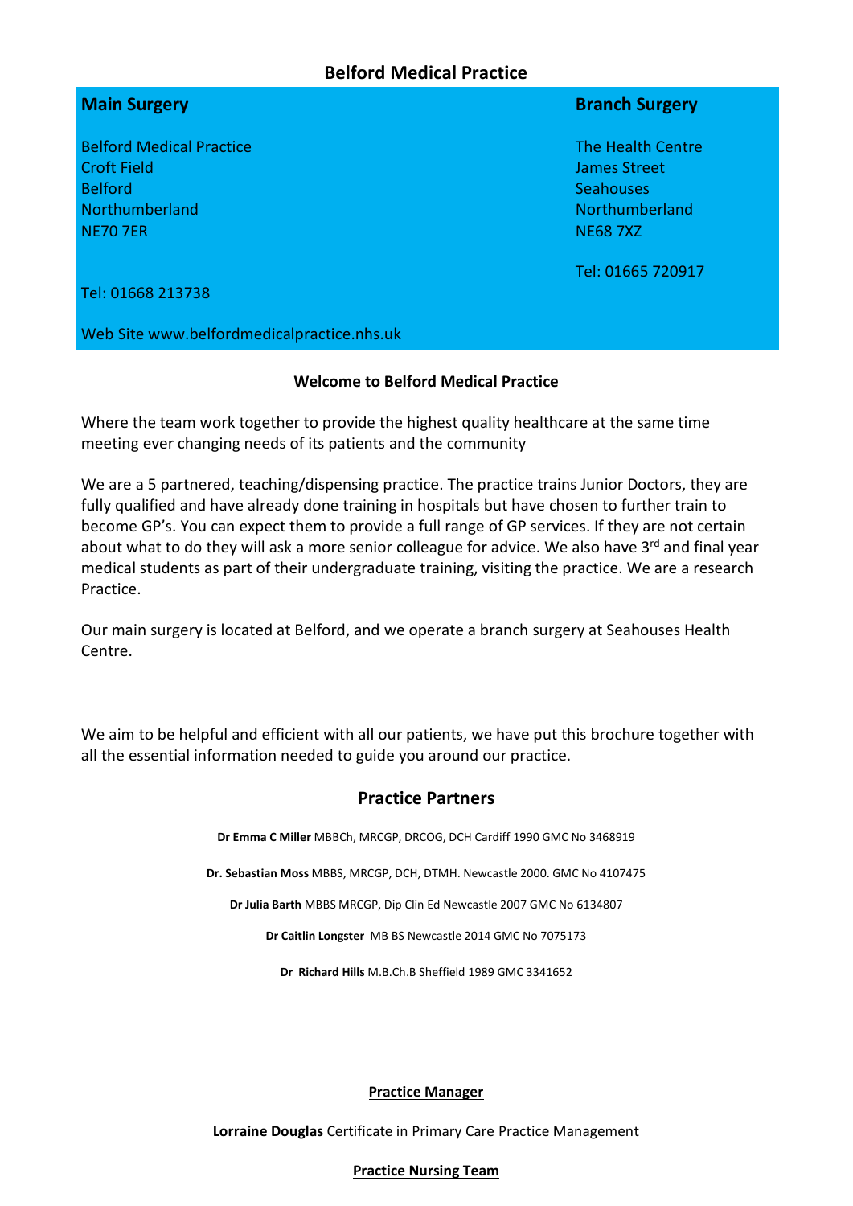# Belford Medical Practice

**Main Surgery**

Belford Medical Practice
Croft Field
Belford
Northumberland
NE70 7ER

Tel: 01668 213738

Web Site www.belfordmedicalpractice.nhs.uk

**Branch Surgery**

The Health Centre
James Street
Seahouses
Northumberland
NE68 7XZ

Tel: 01665 720917

**Welcome to Belford Medical Practice**

Where the team work together to provide the highest quality healthcare at the same time meeting ever changing needs of its patients and the community

We are a 5 partnered, teaching/dispensing practice. The practice trains Junior Doctors, they are fully qualified and have already done training in hospitals but have chosen to further train to become GP's. You can expect them to provide a full range of GP services. If they are not certain about what to do they will ask a more senior colleague for advice. We also have 3rd and final year medical students as part of their undergraduate training, visiting the practice. We are a research Practice.

Our main surgery is located at Belford, and we operate a branch surgery at Seahouses Health Centre.

We aim to be helpful and efficient with all our patients, we have put this brochure together with all the essential information needed to guide you around our practice.

## Practice Partners

**Dr Emma C Miller** MBBCh, MRCGP, DRCOG, DCH Cardiff 1990 GMC No 3468919

**Dr. Sebastian Moss** MBBS, MRCGP, DCH, DTMH. Newcastle 2000. GMC No 4107475

**Dr Julia Barth** MBBS MRCGP, Dip Clin Ed Newcastle 2007 GMC No 6134807

**Dr Caitlin Longster** MB BS Newcastle 2014 GMC No 7075173

**Dr Richard Hills** M.B.Ch.B Sheffield 1989 GMC 3341652

**Practice Manager**

**Lorraine Douglas** Certificate in Primary Care Practice Management

**Practice Nursing Team**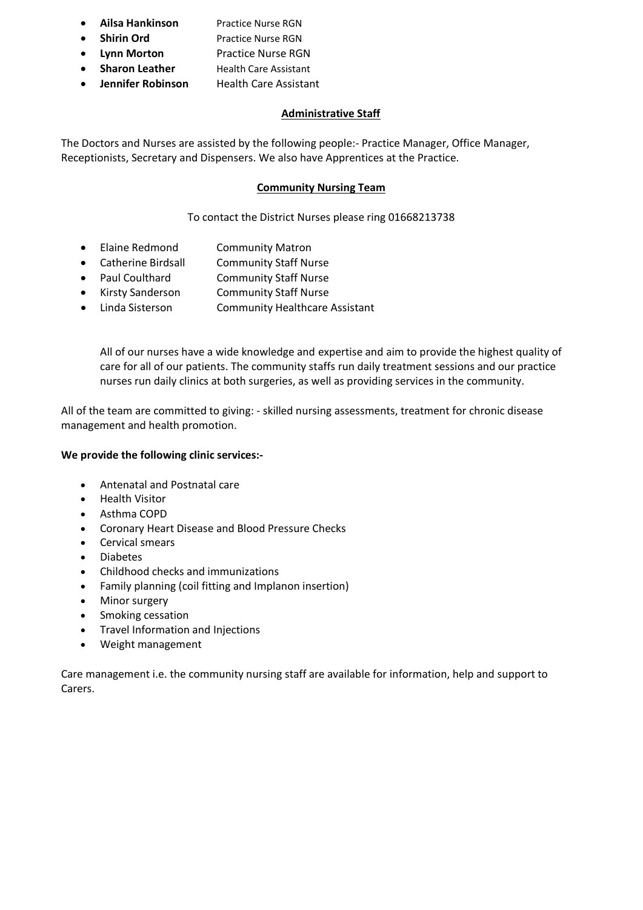- **Ailsa Hankinson** Practice Nurse RGN
- **Shirin Ord** Practice Nurse RGN
- **Lynn Morton** Practice Nurse RGN
- **Sharon Leather** Health Care Assistant
- **Jennifer Robinson** Health Care Assistant

## Administrative Staff

The Doctors and Nurses are assisted by the following people:- Practice Manager, Office Manager, Receptionists, Secretary and Dispensers. We also have Apprentices at the Practice.

## Community Nursing Team

To contact the District Nurses please ring 01668213738

- Elaine Redmond Community Matron
- Catherine Birdsall Community Staff Nurse
- Paul Coulthard Community Staff Nurse
- Kirsty Sanderson Community Staff Nurse
- Linda Sisterson Community Healthcare Assistant

All of our nurses have a wide knowledge and expertise and aim to provide the highest quality of care for all of our patients. The community staffs run daily treatment sessions and our practice nurses run daily clinics at both surgeries, as well as providing services in the community.

All of the team are committed to giving: - skilled nursing assessments, treatment for chronic disease management and health promotion.

**We provide the following clinic services:-**

- Antenatal and Postnatal care
- Health Visitor
- Asthma COPD
- Coronary Heart Disease and Blood Pressure Checks
- Cervical smears
- Diabetes
- Childhood checks and immunizations
- Family planning (coil fitting and Implanon insertion)
- Minor surgery
- Smoking cessation
- Travel Information and Injections
- Weight management

Care management i.e. the community nursing staff are available for information, help and support to Carers.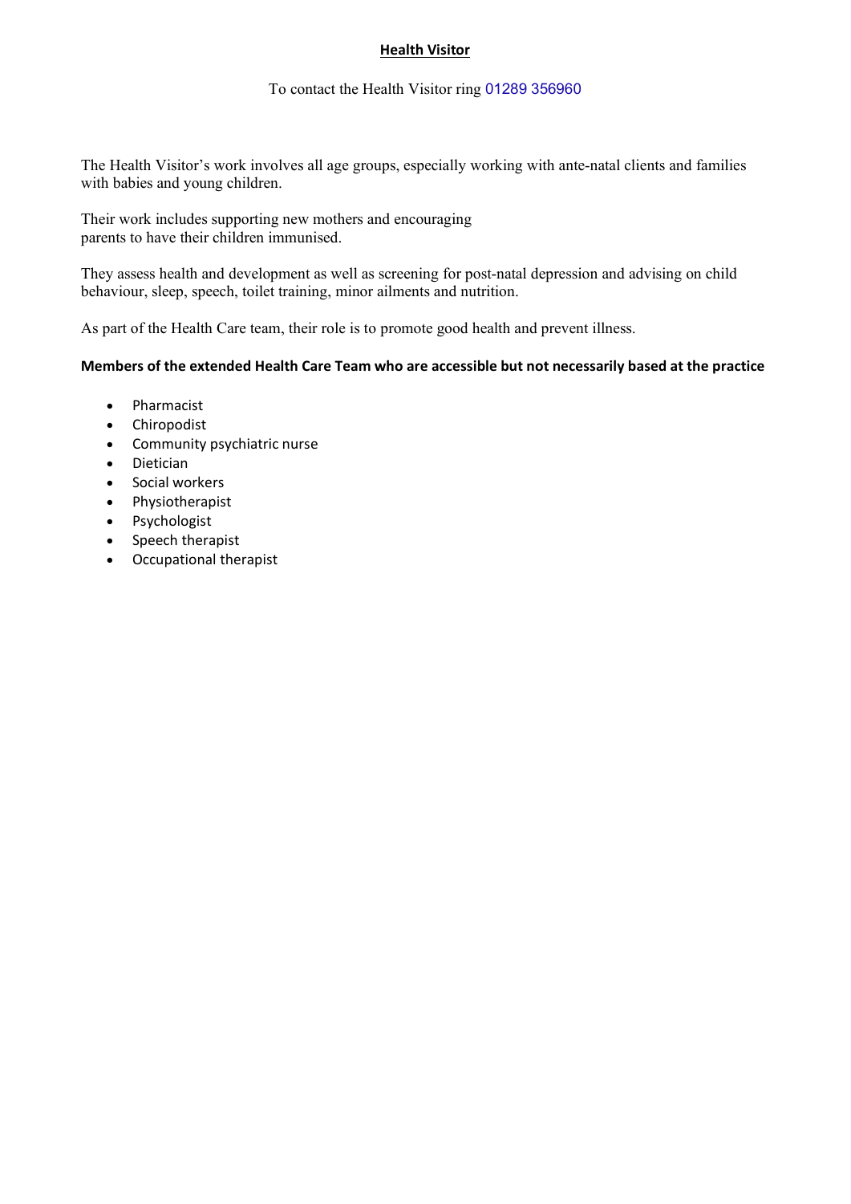## Health Visitor

To contact the Health Visitor ring 01289 356960

The Health Visitor's work involves all age groups, especially working with ante-natal clients and families with babies and young children.

Their work includes supporting new mothers and encouraging parents to have their children immunised.

They assess health and development as well as screening for post-natal depression and advising on child behaviour, sleep, speech, toilet training, minor ailments and nutrition.

As part of the Health Care team, their role is to promote good health and prevent illness.

**Members of the extended Health Care Team who are accessible but not necessarily based at the practice**

- Pharmacist
- Chiropodist
- Community psychiatric nurse
- Dietician
- Social workers
- Physiotherapist
- Psychologist
- Speech therapist
- Occupational therapist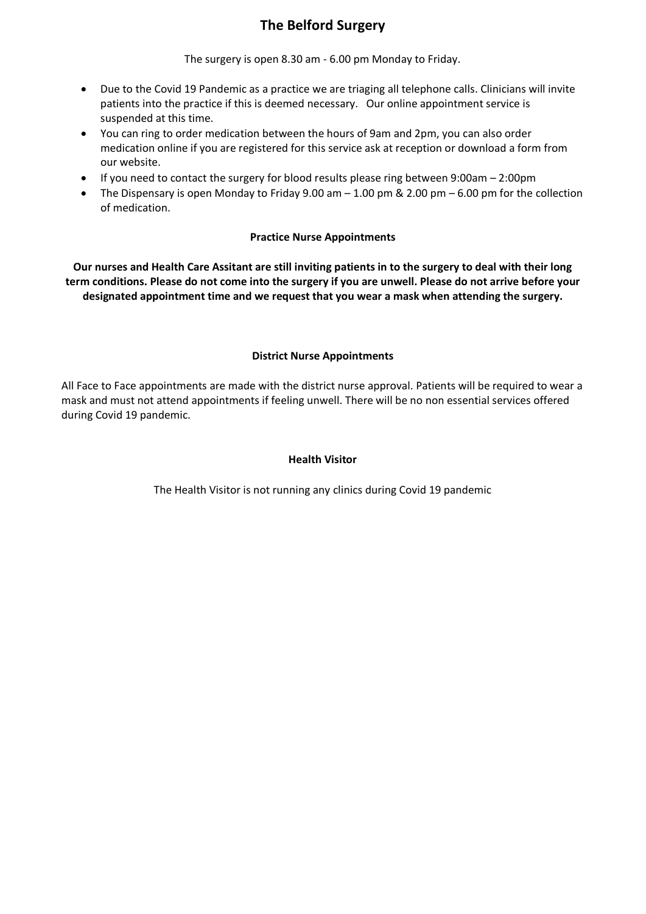# The Belford Surgery

The surgery is open 8.30 am - 6.00 pm Monday to Friday.

- Due to the Covid 19 Pandemic as a practice we are triaging all telephone calls. Clinicians will invite patients into the practice if this is deemed necessary. Our online appointment service is suspended at this time.
- You can ring to order medication between the hours of 9am and 2pm, you can also order medication online if you are registered for this service ask at reception or download a form from our website.
- If you need to contact the surgery for blood results please ring between 9:00am – 2:00pm
- The Dispensary is open Monday to Friday 9.00 am – 1.00 pm & 2.00 pm – 6.00 pm for the collection of medication.

**Practice Nurse Appointments**

**Our nurses and Health Care Assitant are still inviting patients in to the surgery to deal with their long term conditions. Please do not come into the surgery if you are unwell. Please do not arrive before your designated appointment time and we request that you wear a mask when attending the surgery.**

**District Nurse Appointments**

All Face to Face appointments are made with the district nurse approval. Patients will be required to wear a mask and must not attend appointments if feeling unwell. There will be no non essential services offered during Covid 19 pandemic.

**Health Visitor**

The Health Visitor is not running any clinics during Covid 19 pandemic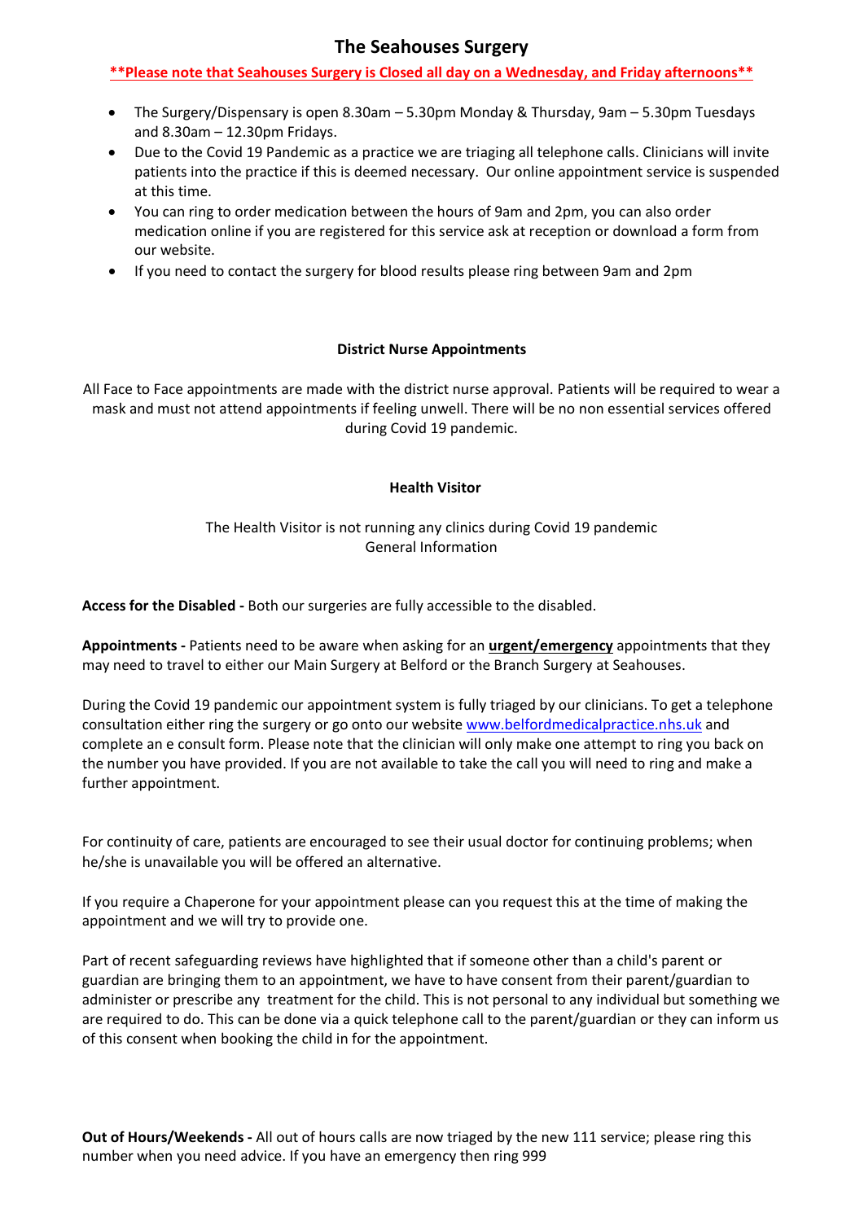# The Seahouses Surgery

****Please note that Seahouses Surgery is Closed all day on a Wednesday, and Friday afternoons****

- The Surgery/Dispensary is open 8.30am – 5.30pm Monday & Thursday, 9am – 5.30pm Tuesdays and 8.30am – 12.30pm Fridays.
- Due to the Covid 19 Pandemic as a practice we are triaging all telephone calls. Clinicians will invite patients into the practice if this is deemed necessary. Our online appointment service is suspended at this time.
- You can ring to order medication between the hours of 9am and 2pm, you can also order medication online if you are registered for this service ask at reception or download a form from our website.
- If you need to contact the surgery for blood results please ring between 9am and 2pm

### District Nurse Appointments

All Face to Face appointments are made with the district nurse approval. Patients will be required to wear a mask and must not attend appointments if feeling unwell. There will be no non essential services offered during Covid 19 pandemic.

### Health Visitor

The Health Visitor is not running any clinics during Covid 19 pandemic
General Information

**Access for the Disabled -** Both our surgeries are fully accessible to the disabled.

**Appointments -** Patients need to be aware when asking for an **urgent/emergency** appointments that they may need to travel to either our Main Surgery at Belford or the Branch Surgery at Seahouses.

During the Covid 19 pandemic our appointment system is fully triaged by our clinicians. To get a telephone consultation either ring the surgery or go onto our website www.belfordmedicalpractice.nhs.uk and complete an e consult form. Please note that the clinician will only make one attempt to ring you back on the number you have provided. If you are not available to take the call you will need to ring and make a further appointment.

For continuity of care, patients are encouraged to see their usual doctor for continuing problems; when he/she is unavailable you will be offered an alternative.

If you require a Chaperone for your appointment please can you request this at the time of making the appointment and we will try to provide one.

Part of recent safeguarding reviews have highlighted that if someone other than a child's parent or guardian are bringing them to an appointment, we have to have consent from their parent/guardian to administer or prescribe any treatment for the child. This is not personal to any individual but something we are required to do. This can be done via a quick telephone call to the parent/guardian or they can inform us of this consent when booking the child in for the appointment.

**Out of Hours/Weekends -** All out of hours calls are now triaged by the new 111 service; please ring this number when you need advice. If you have an emergency then ring 999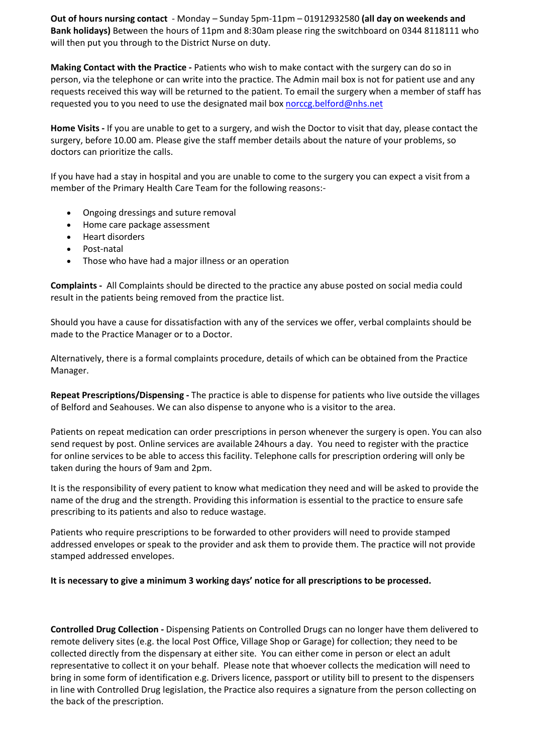**Out of hours nursing contact** - Monday – Sunday 5pm-11pm – 01912932580 **(all day on weekends and Bank holidays)** Between the hours of 11pm and 8:30am please ring the switchboard on 0344 8118111 who will then put you through to the District Nurse on duty.

**Making Contact with the Practice -** Patients who wish to make contact with the surgery can do so in person, via the telephone or can write into the practice. The Admin mail box is not for patient use and any requests received this way will be returned to the patient. To email the surgery when a member of staff has requested you to you need to use the designated mail box norccg.belford@nhs.net

**Home Visits -** If you are unable to get to a surgery, and wish the Doctor to visit that day, please contact the surgery, before 10.00 am. Please give the staff member details about the nature of your problems, so doctors can prioritize the calls.

If you have had a stay in hospital and you are unable to come to the surgery you can expect a visit from a member of the Primary Health Care Team for the following reasons:-

- Ongoing dressings and suture removal
- Home care package assessment
- Heart disorders
- Post-natal
- Those who have had a major illness or an operation

**Complaints -** All Complaints should be directed to the practice any abuse posted on social media could result in the patients being removed from the practice list.

Should you have a cause for dissatisfaction with any of the services we offer, verbal complaints should be made to the Practice Manager or to a Doctor.

Alternatively, there is a formal complaints procedure, details of which can be obtained from the Practice Manager.

**Repeat Prescriptions/Dispensing -** The practice is able to dispense for patients who live outside the villages of Belford and Seahouses. We can also dispense to anyone who is a visitor to the area.

Patients on repeat medication can order prescriptions in person whenever the surgery is open. You can also send request by post. Online services are available 24hours a day. You need to register with the practice for online services to be able to access this facility. Telephone calls for prescription ordering will only be taken during the hours of 9am and 2pm.

It is the responsibility of every patient to know what medication they need and will be asked to provide the name of the drug and the strength. Providing this information is essential to the practice to ensure safe prescribing to its patients and also to reduce wastage.

Patients who require prescriptions to be forwarded to other providers will need to provide stamped addressed envelopes or speak to the provider and ask them to provide them. The practice will not provide stamped addressed envelopes.

**It is necessary to give a minimum 3 working days' notice for all prescriptions to be processed.**

**Controlled Drug Collection -** Dispensing Patients on Controlled Drugs can no longer have them delivered to remote delivery sites (e.g. the local Post Office, Village Shop or Garage) for collection; they need to be collected directly from the dispensary at either site. You can either come in person or elect an adult representative to collect it on your behalf. Please note that whoever collects the medication will need to bring in some form of identification e.g. Drivers licence, passport or utility bill to present to the dispensers in line with Controlled Drug legislation, the Practice also requires a signature from the person collecting on the back of the prescription.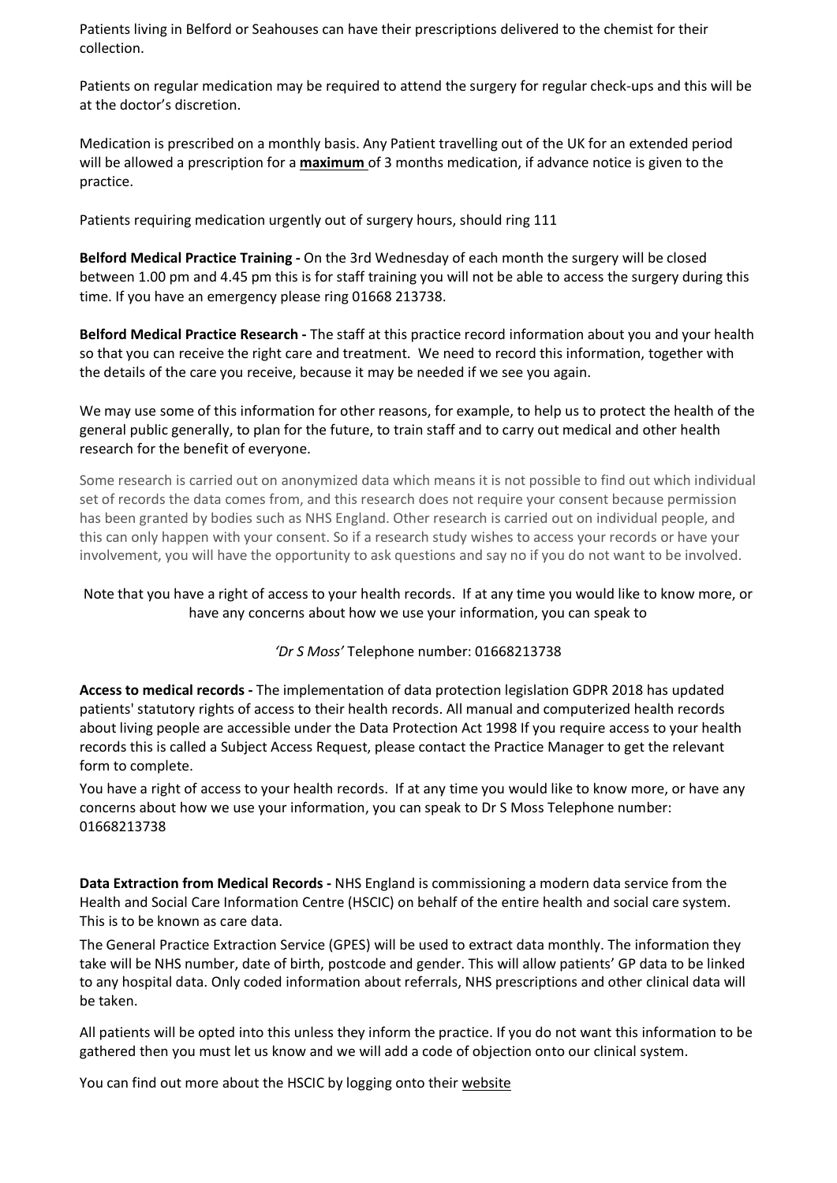Patients living in Belford or Seahouses can have their prescriptions delivered to the chemist for their collection.

Patients on regular medication may be required to attend the surgery for regular check-ups and this will be at the doctor's discretion.

Medication is prescribed on a monthly basis. Any Patient travelling out of the UK for an extended period will be allowed a prescription for a **maximum** of 3 months medication, if advance notice is given to the practice.

Patients requiring medication urgently out of surgery hours, should ring 111

**Belford Medical Practice Training -** On the 3rd Wednesday of each month the surgery will be closed between 1.00 pm and 4.45 pm this is for staff training you will not be able to access the surgery during this time. If you have an emergency please ring 01668 213738.

**Belford Medical Practice Research -** The staff at this practice record information about you and your health so that you can receive the right care and treatment. We need to record this information, together with the details of the care you receive, because it may be needed if we see you again.

We may use some of this information for other reasons, for example, to help us to protect the health of the general public generally, to plan for the future, to train staff and to carry out medical and other health research for the benefit of everyone.

Some research is carried out on anonymized data which means it is not possible to find out which individual set of records the data comes from, and this research does not require your consent because permission has been granted by bodies such as NHS England. Other research is carried out on individual people, and this can only happen with your consent. So if a research study wishes to access your records or have your involvement, you will have the opportunity to ask questions and say no if you do not want to be involved.

Note that you have a right of access to your health records. If at any time you would like to know more, or have any concerns about how we use your information, you can speak to

*'Dr S Moss'* Telephone number: 01668213738

**Access to medical records -** The implementation of data protection legislation GDPR 2018 has updated patients' statutory rights of access to their health records. All manual and computerized health records about living people are accessible under the Data Protection Act 1998 If you require access to your health records this is called a Subject Access Request, please contact the Practice Manager to get the relevant form to complete.

You have a right of access to your health records. If at any time you would like to know more, or have any concerns about how we use your information, you can speak to Dr S Moss Telephone number: 01668213738

**Data Extraction from Medical Records -** NHS England is commissioning a modern data service from the Health and Social Care Information Centre (HSCIC) on behalf of the entire health and social care system. This is to be known as care data.

The General Practice Extraction Service (GPES) will be used to extract data monthly. The information they take will be NHS number, date of birth, postcode and gender. This will allow patients' GP data to be linked to any hospital data. Only coded information about referrals, NHS prescriptions and other clinical data will be taken.

All patients will be opted into this unless they inform the practice. If you do not want this information to be gathered then you must let us know and we will add a code of objection onto our clinical system.

You can find out more about the HSCIC by logging onto their website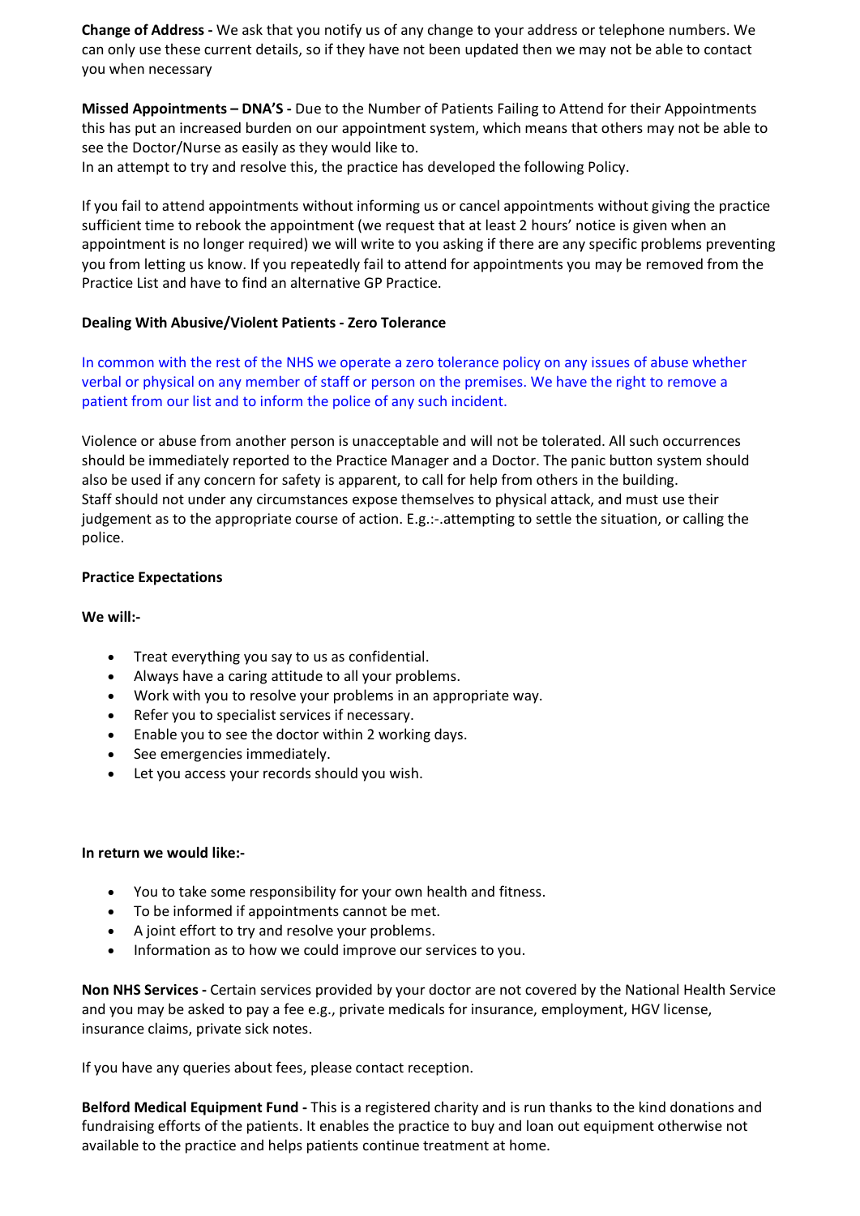**Change of Address -** We ask that you notify us of any change to your address or telephone numbers. We can only use these current details, so if they have not been updated then we may not be able to contact you when necessary

**Missed Appointments – DNA'S -** Due to the Number of Patients Failing to Attend for their Appointments this has put an increased burden on our appointment system, which means that others may not be able to see the Doctor/Nurse as easily as they would like to.
In an attempt to try and resolve this, the practice has developed the following Policy.

If you fail to attend appointments without informing us or cancel appointments without giving the practice sufficient time to rebook the appointment (we request that at least 2 hours' notice is given when an appointment is no longer required) we will write to you asking if there are any specific problems preventing you from letting us know. If you repeatedly fail to attend for appointments you may be removed from the Practice List and have to find an alternative GP Practice.

**Dealing With Abusive/Violent Patients - Zero Tolerance**

In common with the rest of the NHS we operate a zero tolerance policy on any issues of abuse whether verbal or physical on any member of staff or person on the premises. We have the right to remove a patient from our list and to inform the police of any such incident.

Violence or abuse from another person is unacceptable and will not be tolerated. All such occurrences should be immediately reported to the Practice Manager and a Doctor. The panic button system should also be used if any concern for safety is apparent, to call for help from others in the building.
Staff should not under any circumstances expose themselves to physical attack, and must use their judgement as to the appropriate course of action. E.g.:-.attempting to settle the situation, or calling the police.

**Practice Expectations**

**We will:-**

- Treat everything you say to us as confidential.
- Always have a caring attitude to all your problems.
- Work with you to resolve your problems in an appropriate way.
- Refer you to specialist services if necessary.
- Enable you to see the doctor within 2 working days.
- See emergencies immediately.
- Let you access your records should you wish.

**In return we would like:-**

- You to take some responsibility for your own health and fitness.
- To be informed if appointments cannot be met.
- A joint effort to try and resolve your problems.
- Information as to how we could improve our services to you.

**Non NHS Services -** Certain services provided by your doctor are not covered by the National Health Service and you may be asked to pay a fee e.g., private medicals for insurance, employment, HGV license, insurance claims, private sick notes.

If you have any queries about fees, please contact reception.

**Belford Medical Equipment Fund -** This is a registered charity and is run thanks to the kind donations and fundraising efforts of the patients. It enables the practice to buy and loan out equipment otherwise not available to the practice and helps patients continue treatment at home.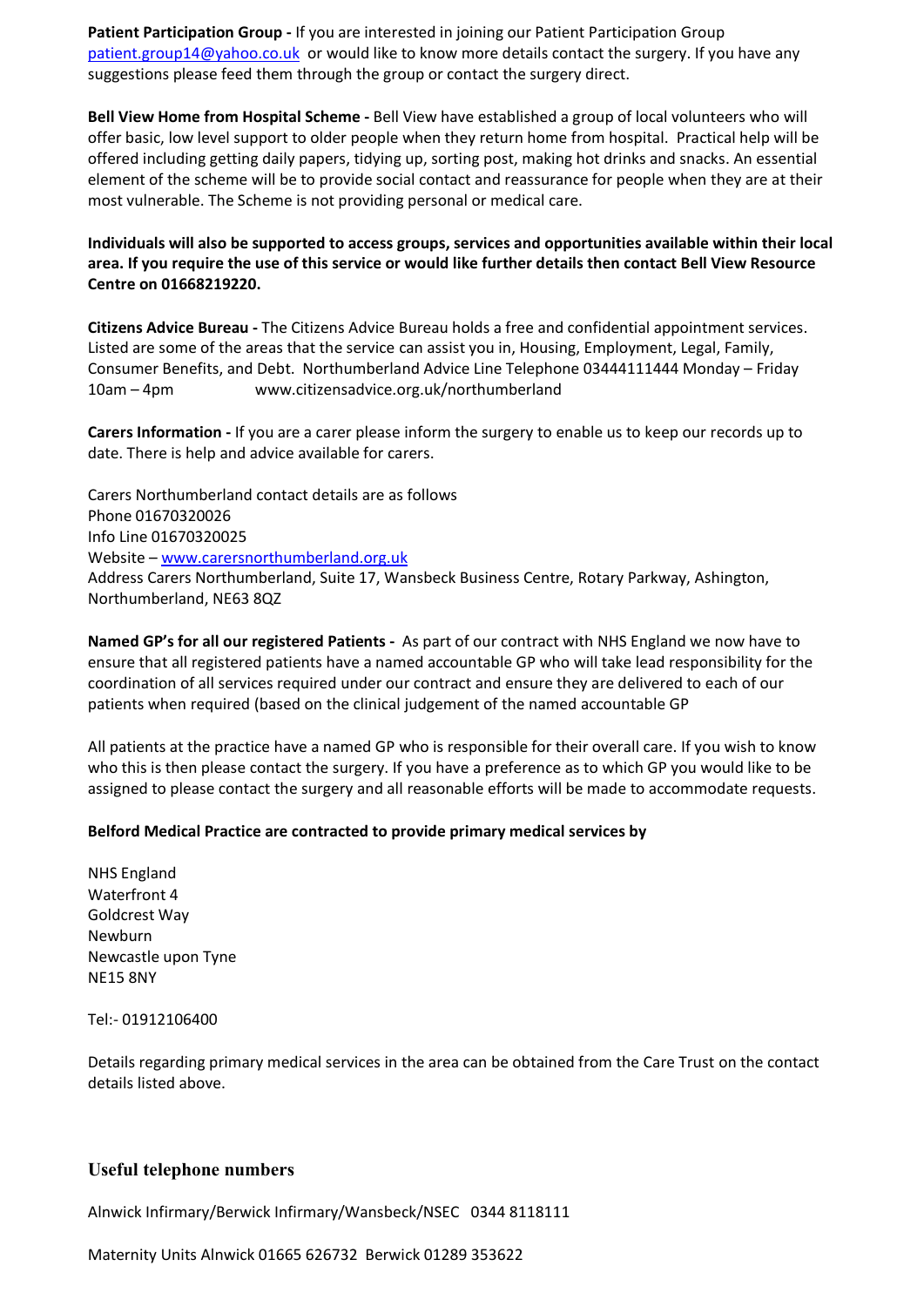**Patient Participation Group -** If you are interested in joining our Patient Participation Group patient.group14@yahoo.co.uk or would like to know more details contact the surgery. If you have any suggestions please feed them through the group or contact the surgery direct.

**Bell View Home from Hospital Scheme -** Bell View have established a group of local volunteers who will offer basic, low level support to older people when they return home from hospital. Practical help will be offered including getting daily papers, tidying up, sorting post, making hot drinks and snacks. An essential element of the scheme will be to provide social contact and reassurance for people when they are at their most vulnerable. The Scheme is not providing personal or medical care.

**Individuals will also be supported to access groups, services and opportunities available within their local area. If you require the use of this service or would like further details then contact Bell View Resource Centre on 01668219220.**

**Citizens Advice Bureau -** The Citizens Advice Bureau holds a free and confidential appointment services. Listed are some of the areas that the service can assist you in, Housing, Employment, Legal, Family, Consumer Benefits, and Debt. Northumberland Advice Line Telephone 03444111444 Monday – Friday 10am – 4pm www.citizensadvice.org.uk/northumberland

**Carers Information -** If you are a carer please inform the surgery to enable us to keep our records up to date. There is help and advice available for carers.

Carers Northumberland contact details are as follows
Phone 01670320026
Info Line 01670320025
Website – www.carersnorthumberland.org.uk
Address Carers Northumberland, Suite 17, Wansbeck Business Centre, Rotary Parkway, Ashington, Northumberland, NE63 8QZ

**Named GP's for all our registered Patients -** As part of our contract with NHS England we now have to ensure that all registered patients have a named accountable GP who will take lead responsibility for the coordination of all services required under our contract and ensure they are delivered to each of our patients when required (based on the clinical judgement of the named accountable GP

All patients at the practice have a named GP who is responsible for their overall care. If you wish to know who this is then please contact the surgery. If you have a preference as to which GP you would like to be assigned to please contact the surgery and all reasonable efforts will be made to accommodate requests.

**Belford Medical Practice are contracted to provide primary medical services by**

NHS England
Waterfront 4
Goldcrest Way
Newburn
Newcastle upon Tyne
NE15 8NY

Tel:- 01912106400

Details regarding primary medical services in the area can be obtained from the Care Trust on the contact details listed above.

## Useful telephone numbers

Alnwick Infirmary/Berwick Infirmary/Wansbeck/NSEC 0344 8118111

Maternity Units Alnwick 01665 626732 Berwick 01289 353622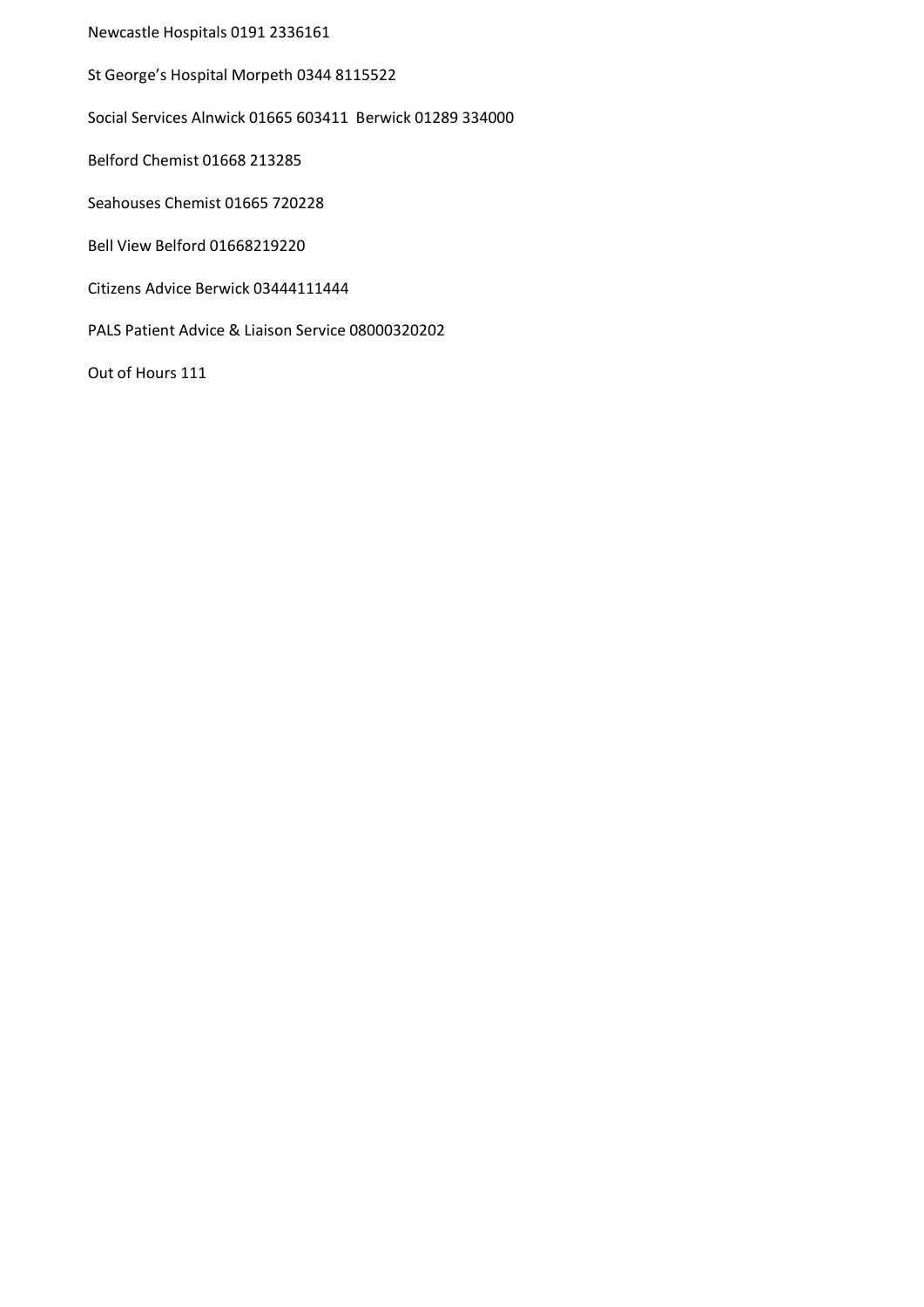Newcastle Hospitals 0191 2336161

St George's Hospital Morpeth 0344 8115522

Social Services Alnwick 01665 603411  Berwick 01289 334000

Belford Chemist 01668 213285

Seahouses Chemist 01665 720228

Bell View Belford 01668219220

Citizens Advice Berwick 03444111444

PALS Patient Advice & Liaison Service 08000320202

Out of Hours 111